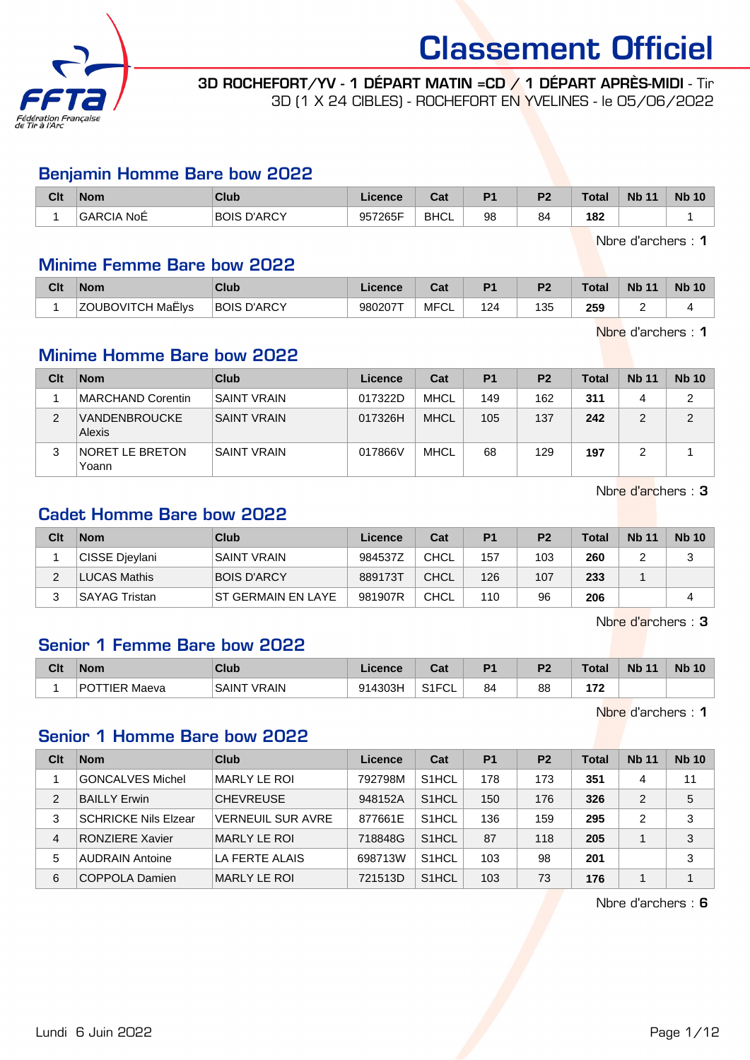# Classement Officiel

**3D ROCHEFORT/YV - 1 DÉPART MATIN =CD / 1 DÉPART APRÈS-MIDI** - Tir 3D (1 X 24 CIBLES) - ROCHEFORT EN YVELINES - le 05/06/2022

## Benjamin Homme Bare bow 2022

| Clt | Nom | Club | Licence | Cat | P1 | P2 | Total | Nb 11 | Nb 10 |
|---|---|---|---|---|---|---|---|---|---|
| 1 | GARCIA NoÉ | BOIS D'ARCY | 957265F | BHCL | 98 | 84 | **182** | | 1 |

Nbre d'archers : **1**

## Minime Femme Bare bow 2022

| Clt | Nom | Club | Licence | Cat | P1 | P2 | Total | Nb 11 | Nb 10 |
|---|---|---|---|---|---|---|---|---|---|
| 1 | ZOUBOVITCH MaËlys | BOIS D'ARCY | 980207T | MFCL | 124 | 135 | **259** | 2 | 4 |

Nbre d'archers : **1**

## Minime Homme Bare bow 2022

| Clt | Nom | Club | Licence | Cat | P1 | P2 | Total | Nb 11 | Nb 10 |
|---|---|---|---|---|---|---|---|---|---|
| 1 | MARCHAND Corentin | SAINT VRAIN | 017322D | MHCL | 149 | 162 | **311** | 4 | 2 |
| 2 | VANDENBROUCKE Alexis | SAINT VRAIN | 017326H | MHCL | 105 | 137 | **242** | 2 | 2 |
| 3 | NORET LE BRETON Yoann | SAINT VRAIN | 017866V | MHCL | 68 | 129 | **197** | 2 | 1 |

Nbre d'archers : **3**

## Cadet Homme Bare bow 2022

| Clt | Nom | Club | Licence | Cat | P1 | P2 | Total | Nb 11 | Nb 10 |
|---|---|---|---|---|---|---|---|---|---|
| 1 | CISSE Djeylani | SAINT VRAIN | 984537Z | CHCL | 157 | 103 | **260** | 2 | 3 |
| 2 | LUCAS Mathis | BOIS D'ARCY | 889173T | CHCL | 126 | 107 | **233** | 1 | |
| 3 | SAYAG Tristan | ST GERMAIN EN LAYE | 981907R | CHCL | 110 | 96 | **206** | | 4 |

Nbre d'archers : **3**

## Senior 1 Femme Bare bow 2022

| Clt | Nom | Club | Licence | Cat | P1 | P2 | Total | Nb 11 | Nb 10 |
|---|---|---|---|---|---|---|---|---|---|
| 1 | POTTIER Maeva | SAINT VRAIN | 914303H | S1FCL | 84 | 88 | **172** | | |

Nbre d'archers : **1**

## Senior 1 Homme Bare bow 2022

| Clt | Nom | Club | Licence | Cat | P1 | P2 | Total | Nb 11 | Nb 10 |
|---|---|---|---|---|---|---|---|---|---|
| 1 | GONCALVES Michel | MARLY LE ROI | 792798M | S1HCL | 178 | 173 | **351** | 4 | 11 |
| 2 | BAILLY Erwin | CHEVREUSE | 948152A | S1HCL | 150 | 176 | **326** | 2 | 5 |
| 3 | SCHRICKE Nils Elzear | VERNEUIL SUR AVRE | 877661E | S1HCL | 136 | 159 | **295** | 2 | 3 |
| 4 | RONZIERE Xavier | MARLY LE ROI | 718848G | S1HCL | 87 | 118 | **205** | 1 | 3 |
| 5 | AUDRAIN Antoine | LA FERTE ALAIS | 698713W | S1HCL | 103 | 98 | **201** | | 3 |
| 6 | COPPOLA Damien | MARLY LE ROI | 721513D | S1HCL | 103 | 73 | **176** | 1 | 1 |

Nbre d'archers : **6**

Lundi 6 Juin 2022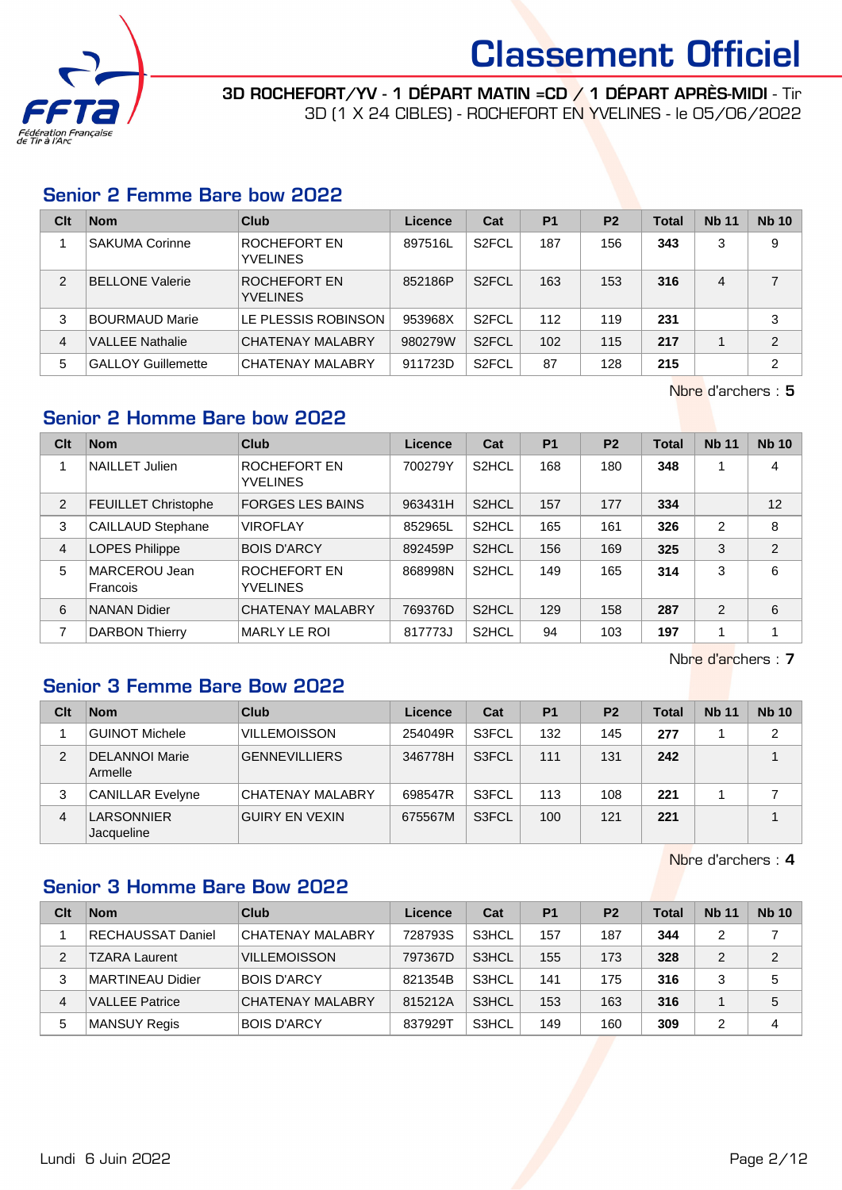# Classement Officiel

**3D ROCHEFORT/YV - 1 DÉPART MATIN =CD / 1 DÉPART APRÈS-MIDI** - Tir 3D (1 X 24 CIBLES) - ROCHEFORT EN YVELINES - le 05/06/2022

## Senior 2 Femme Bare bow 2022

| Clt | Nom | Club | Licence | Cat | P1 | P2 | Total | Nb 11 | Nb 10 |
|---|---|---|---|---|---|---|---|---|---|
| 1 | SAKUMA Corinne | ROCHEFORT EN YVELINES | 897516L | S2FCL | 187 | 156 | **343** | 3 | 9 |
| 2 | BELLONE Valerie | ROCHEFORT EN YVELINES | 852186P | S2FCL | 163 | 153 | **316** | 4 | 7 |
| 3 | BOURMAUD Marie | LE PLESSIS ROBINSON | 953968X | S2FCL | 112 | 119 | **231** | | 3 |
| 4 | VALLEE Nathalie | CHATENAY MALABRY | 980279W | S2FCL | 102 | 115 | **217** | 1 | 2 |
| 5 | GALLOY Guillemette | CHATENAY MALABRY | 911723D | S2FCL | 87 | 128 | **215** | | 2 |

Nbre d'archers : **5**

## Senior 2 Homme Bare bow 2022

| Clt | Nom | Club | Licence | Cat | P1 | P2 | Total | Nb 11 | Nb 10 |
|---|---|---|---|---|---|---|---|---|---|
| 1 | NAILLET Julien | ROCHEFORT EN YVELINES | 700279Y | S2HCL | 168 | 180 | **348** | 1 | 4 |
| 2 | FEUILLET Christophe | FORGES LES BAINS | 963431H | S2HCL | 157 | 177 | **334** | | 12 |
| 3 | CAILLAUD Stephane | VIROFLAY | 852965L | S2HCL | 165 | 161 | **326** | 2 | 8 |
| 4 | LOPES Philippe | BOIS D'ARCY | 892459P | S2HCL | 156 | 169 | **325** | 3 | 2 |
| 5 | MARCEROU Jean Francois | ROCHEFORT EN YVELINES | 868998N | S2HCL | 149 | 165 | **314** | 3 | 6 |
| 6 | NANAN Didier | CHATENAY MALABRY | 769376D | S2HCL | 129 | 158 | **287** | 2 | 6 |
| 7 | DARBON Thierry | MARLY LE ROI | 817773J | S2HCL | 94 | 103 | **197** | 1 | 1 |

Nbre d'archers : **7**

## Senior 3 Femme Bare Bow 2022

| Clt | Nom | Club | Licence | Cat | P1 | P2 | Total | Nb 11 | Nb 10 |
|---|---|---|---|---|---|---|---|---|---|
| 1 | GUINOT Michele | VILLEMOISSON | 254049R | S3FCL | 132 | 145 | **277** | 1 | 2 |
| 2 | DELANNOI Marie Armelle | GENNEVILLIERS | 346778H | S3FCL | 111 | 131 | **242** | | 1 |
| 3 | CANILLAR Evelyne | CHATENAY MALABRY | 698547R | S3FCL | 113 | 108 | **221** | 1 | 7 |
| 4 | LARSONNIER Jacqueline | GUIRY EN VEXIN | 675567M | S3FCL | 100 | 121 | **221** | | 1 |

Nbre d'archers : **4**

## Senior 3 Homme Bare Bow 2022

| Clt | Nom | Club | Licence | Cat | P1 | P2 | Total | Nb 11 | Nb 10 |
|---|---|---|---|---|---|---|---|---|---|
| 1 | RECHAUSSAT Daniel | CHATENAY MALABRY | 728793S | S3HCL | 157 | 187 | **344** | 2 | 7 |
| 2 | TZARA Laurent | VILLEMOISSON | 797367D | S3HCL | 155 | 173 | **328** | 2 | 2 |
| 3 | MARTINEAU Didier | BOIS D'ARCY | 821354B | S3HCL | 141 | 175 | **316** | 3 | 5 |
| 4 | VALLEE Patrice | CHATENAY MALABRY | 815212A | S3HCL | 153 | 163 | **316** | 1 | 5 |
| 5 | MANSUY Regis | BOIS D'ARCY | 837929T | S3HCL | 149 | 160 | **309** | 2 | 4 |

Lundi 6 Juin 2022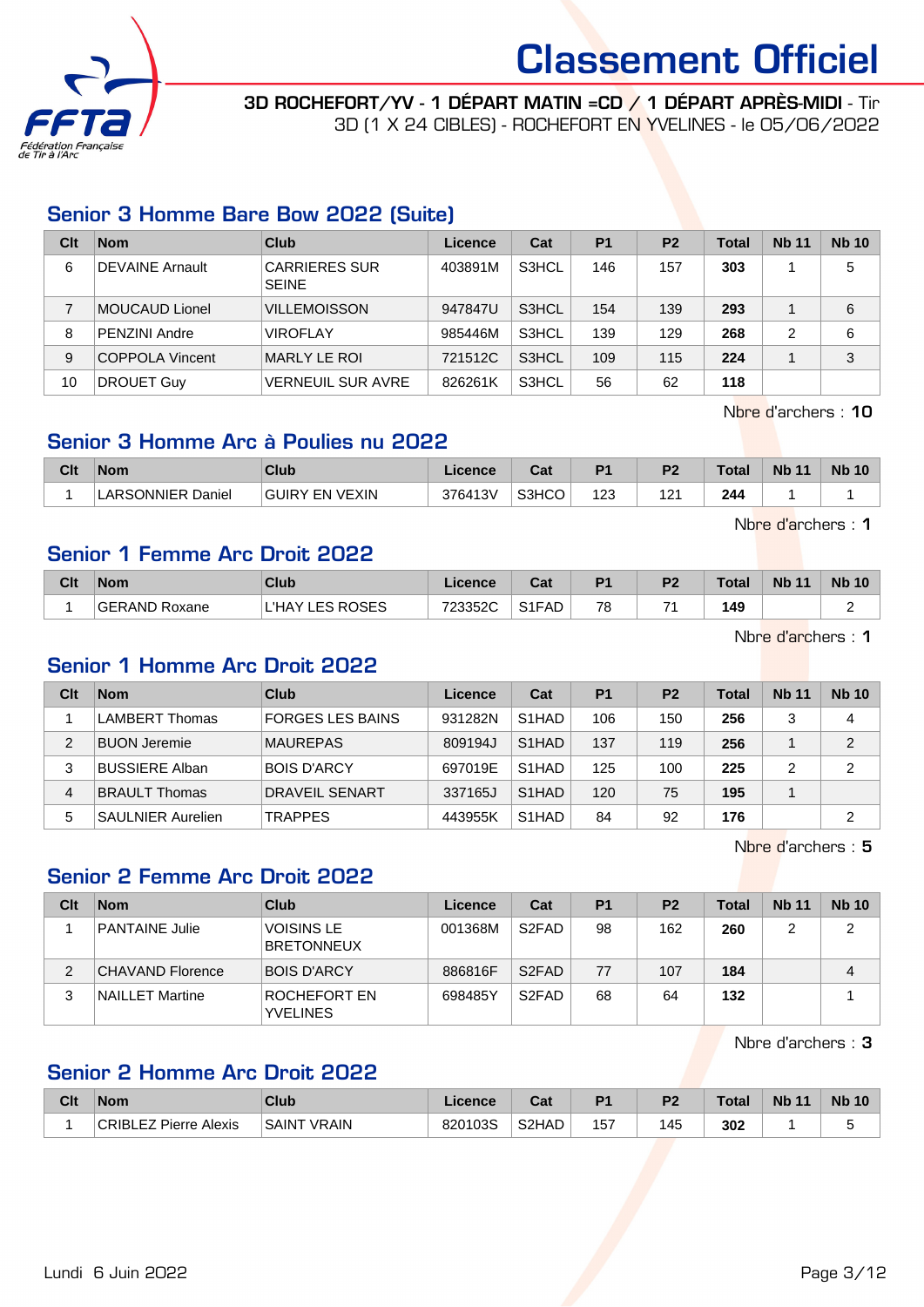# Classement Officiel

**3D ROCHEFORT/YV - 1 DÉPART MATIN =CD / 1 DÉPART APRÈS-MIDI** - Tir 3D (1 X 24 CIBLES) - ROCHEFORT EN YVELINES - le 05/06/2022

## Senior 3 Homme Bare Bow 2022 (Suite)

| Clt | Nom | Club | Licence | Cat | P1 | P2 | Total | Nb 11 | Nb 10 |
|---|---|---|---|---|---|---|---|---|---|
| 6 | DEVAINE Arnault | CARRIERES SUR SEINE | 403891M | S3HCL | 146 | 157 | **303** | 1 | 5 |
| 7 | MOUCAUD Lionel | VILLEMOISSON | 947847U | S3HCL | 154 | 139 | **293** | 1 | 6 |
| 8 | PENZINI Andre | VIROFLAY | 985446M | S3HCL | 139 | 129 | **268** | 2 | 6 |
| 9 | COPPOLA Vincent | MARLY LE ROI | 721512C | S3HCL | 109 | 115 | **224** | 1 | 3 |
| 10 | DROUET Guy | VERNEUIL SUR AVRE | 826261K | S3HCL | 56 | 62 | **118** | | |

Nbre d'archers : **10**

## Senior 3 Homme Arc à Poulies nu 2022

| Clt | Nom | Club | Licence | Cat | P1 | P2 | Total | Nb 11 | Nb 10 |
|---|---|---|---|---|---|---|---|---|---|
| 1 | LARSONNIER Daniel | GUIRY EN VEXIN | 376413V | S3HCO | 123 | 121 | **244** | 1 | 1 |

Nbre d'archers : **1**

## Senior 1 Femme Arc Droit 2022

| Clt | Nom | Club | Licence | Cat | P1 | P2 | Total | Nb 11 | Nb 10 |
|---|---|---|---|---|---|---|---|---|---|
| 1 | GERAND Roxane | L'HAY LES ROSES | 723352C | S1FAD | 78 | 71 | **149** | | 2 |

Nbre d'archers : **1**

## Senior 1 Homme Arc Droit 2022

| Clt | Nom | Club | Licence | Cat | P1 | P2 | Total | Nb 11 | Nb 10 |
|---|---|---|---|---|---|---|---|---|---|
| 1 | LAMBERT Thomas | FORGES LES BAINS | 931282N | S1HAD | 106 | 150 | **256** | 3 | 4 |
| 2 | BUON Jeremie | MAUREPAS | 809194J | S1HAD | 137 | 119 | **256** | 1 | 2 |
| 3 | BUSSIERE Alban | BOIS D'ARCY | 697019E | S1HAD | 125 | 100 | **225** | 2 | 2 |
| 4 | BRAULT Thomas | DRAVEIL SENART | 337165J | S1HAD | 120 | 75 | **195** | 1 | |
| 5 | SAULNIER Aurelien | TRAPPES | 443955K | S1HAD | 84 | 92 | **176** | | 2 |

Nbre d'archers : **5**

## Senior 2 Femme Arc Droit 2022

| Clt | Nom | Club | Licence | Cat | P1 | P2 | Total | Nb 11 | Nb 10 |
|---|---|---|---|---|---|---|---|---|---|
| 1 | PANTAINE Julie | VOISINS LE BRETONNEUX | 001368M | S2FAD | 98 | 162 | **260** | 2 | 2 |
| 2 | CHAVAND Florence | BOIS D'ARCY | 886816F | S2FAD | 77 | 107 | **184** | | 4 |
| 3 | NAILLET Martine | ROCHEFORT EN YVELINES | 698485Y | S2FAD | 68 | 64 | **132** | | 1 |

Nbre d'archers : **3**

## Senior 2 Homme Arc Droit 2022

| Clt | Nom | Club | Licence | Cat | P1 | P2 | Total | Nb 11 | Nb 10 |
|---|---|---|---|---|---|---|---|---|---|
| 1 | CRIBLEZ Pierre Alexis | SAINT VRAIN | 820103S | S2HAD | 157 | 145 | **302** | 1 | 5 |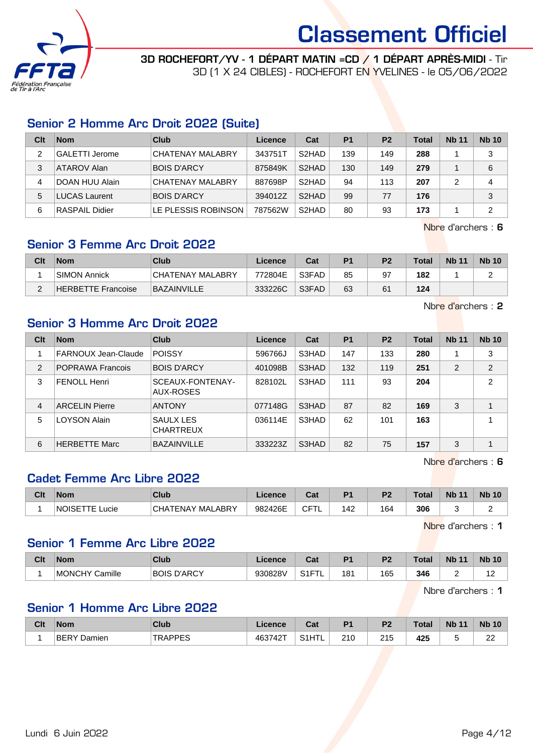# Classement Officiel

**3D ROCHEFORT/YV - 1 DÉPART MATIN =CD / 1 DÉPART APRÈS-MIDI** - Tir 3D (1 X 24 CIBLES) - ROCHEFORT EN YVELINES - le 05/06/2022

## Senior 2 Homme Arc Droit 2022 (Suite)

| Clt | Nom | Club | Licence | Cat | P1 | P2 | Total | Nb 11 | Nb 10 |
|---|---|---|---|---|---|---|---|---|---|
| 2 | GALETTI Jerome | CHATENAY MALABRY | 343751T | S2HAD | 139 | 149 | **288** | 1 | 3 |
| 3 | ATAROV Alan | BOIS D'ARCY | 875849K | S2HAD | 130 | 149 | **279** | 1 | 6 |
| 4 | DOAN HUU Alain | CHATENAY MALABRY | 887698P | S2HAD | 94 | 113 | **207** | 2 | 4 |
| 5 | LUCAS Laurent | BOIS D'ARCY | 394012Z | S2HAD | 99 | 77 | **176** | | 3 |
| 6 | RASPAIL Didier | LE PLESSIS ROBINSON | 787562W | S2HAD | 80 | 93 | **173** | 1 | 2 |

Nbre d'archers : **6**

## Senior 3 Femme Arc Droit 2022

| Clt | Nom | Club | Licence | Cat | P1 | P2 | Total | Nb 11 | Nb 10 |
|---|---|---|---|---|---|---|---|---|---|
| 1 | SIMON Annick | CHATENAY MALABRY | 772804E | S3FAD | 85 | 97 | **182** | 1 | 2 |
| 2 | HERBETTE Francoise | BAZAINVILLE | 333226C | S3FAD | 63 | 61 | **124** | | |

Nbre d'archers : **2**

## Senior 3 Homme Arc Droit 2022

| Clt | Nom | Club | Licence | Cat | P1 | P2 | Total | Nb 11 | Nb 10 |
|---|---|---|---|---|---|---|---|---|---|
| 1 | FARNOUX Jean-Claude | POISSY | 596766J | S3HAD | 147 | 133 | **280** | 1 | 3 |
| 2 | POPRAWA Francois | BOIS D'ARCY | 401098B | S3HAD | 132 | 119 | **251** | 2 | 2 |
| 3 | FENOLL Henri | SCEAUX-FONTENAY-AUX-ROSES | 828102L | S3HAD | 111 | 93 | **204** | | 2 |
| 4 | ARCELIN Pierre | ANTONY | 077148G | S3HAD | 87 | 82 | **169** | 3 | 1 |
| 5 | LOYSON Alain | SAULX LES CHARTREUX | 036114E | S3HAD | 62 | 101 | **163** | | 1 |
| 6 | HERBETTE Marc | BAZAINVILLE | 333223Z | S3HAD | 82 | 75 | **157** | 3 | 1 |

Nbre d'archers : **6**

## Cadet Femme Arc Libre 2022

| Clt | Nom | Club | Licence | Cat | P1 | P2 | Total | Nb 11 | Nb 10 |
|---|---|---|---|---|---|---|---|---|---|
| 1 | NOISETTE Lucie | CHATENAY MALABRY | 982426E | CFTL | 142 | 164 | **306** | 3 | 2 |

Nbre d'archers : **1**

## Senior 1 Femme Arc Libre 2022

| Clt | Nom | Club | Licence | Cat | P1 | P2 | Total | Nb 11 | Nb 10 |
|---|---|---|---|---|---|---|---|---|---|
| 1 | MONCHY Camille | BOIS D'ARCY | 930828V | S1FTL | 181 | 165 | **346** | 2 | 12 |

Nbre d'archers : **1**

## Senior 1 Homme Arc Libre 2022

| Clt | Nom | Club | Licence | Cat | P1 | P2 | Total | Nb 11 | Nb 10 |
|---|---|---|---|---|---|---|---|---|---|
| 1 | BERY Damien | TRAPPES | 463742T | S1HTL | 210 | 215 | **425** | 5 | 22 |

Lundi 6 Juin 2022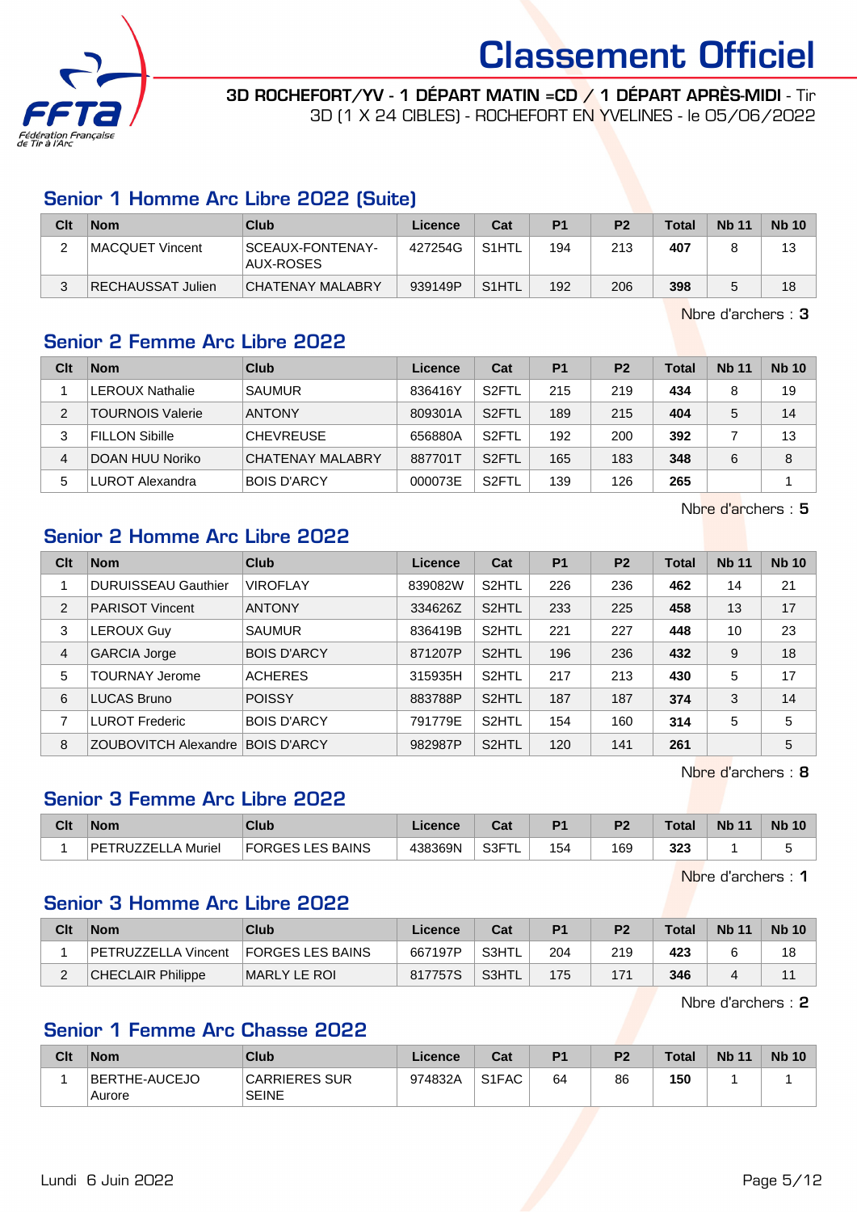# Classement Officiel

**3D ROCHEFORT/YV - 1 DÉPART MATIN =CD / 1 DÉPART APRÈS-MIDI** - Tir 3D (1 X 24 CIBLES) - ROCHEFORT EN YVELINES - le 05/06/2022

## Senior 1 Homme Arc Libre 2022 (Suite)

| Clt | Nom | Club | Licence | Cat | P1 | P2 | Total | Nb 11 | Nb 10 |
|---|---|---|---|---|---|---|---|---|---|
| 2 | MACQUET Vincent | SCEAUX-FONTENAY-AUX-ROSES | 427254G | S1HTL | 194 | 213 | **407** | 8 | 13 |
| 3 | RECHAUSSAT Julien | CHATENAY MALABRY | 939149P | S1HTL | 192 | 206 | **398** | 5 | 18 |

Nbre d'archers : **3**

## Senior 2 Femme Arc Libre 2022

| Clt | Nom | Club | Licence | Cat | P1 | P2 | Total | Nb 11 | Nb 10 |
|---|---|---|---|---|---|---|---|---|---|
| 1 | LEROUX Nathalie | SAUMUR | 836416Y | S2FTL | 215 | 219 | **434** | 8 | 19 |
| 2 | TOURNOIS Valerie | ANTONY | 809301A | S2FTL | 189 | 215 | **404** | 5 | 14 |
| 3 | FILLON Sibille | CHEVREUSE | 656880A | S2FTL | 192 | 200 | **392** | 7 | 13 |
| 4 | DOAN HUU Noriko | CHATENAY MALABRY | 887701T | S2FTL | 165 | 183 | **348** | 6 | 8 |
| 5 | LUROT Alexandra | BOIS D'ARCY | 000073E | S2FTL | 139 | 126 | **265** | | 1 |

Nbre d'archers : **5**

## Senior 2 Homme Arc Libre 2022

| Clt | Nom | Club | Licence | Cat | P1 | P2 | Total | Nb 11 | Nb 10 |
|---|---|---|---|---|---|---|---|---|---|
| 1 | DURUISSEAU Gauthier | VIROFLAY | 839082W | S2HTL | 226 | 236 | **462** | 14 | 21 |
| 2 | PARISOT Vincent | ANTONY | 334626Z | S2HTL | 233 | 225 | **458** | 13 | 17 |
| 3 | LEROUX Guy | SAUMUR | 836419B | S2HTL | 221 | 227 | **448** | 10 | 23 |
| 4 | GARCIA Jorge | BOIS D'ARCY | 871207P | S2HTL | 196 | 236 | **432** | 9 | 18 |
| 5 | TOURNAY Jerome | ACHERES | 315935H | S2HTL | 217 | 213 | **430** | 5 | 17 |
| 6 | LUCAS Bruno | POISSY | 883788P | S2HTL | 187 | 187 | **374** | 3 | 14 |
| 7 | LUROT Frederic | BOIS D'ARCY | 791779E | S2HTL | 154 | 160 | **314** | 5 | 5 |
| 8 | ZOUBOVITCH Alexandre | BOIS D'ARCY | 982987P | S2HTL | 120 | 141 | **261** | | 5 |

Nbre d'archers : **8**

## Senior 3 Femme Arc Libre 2022

| Clt | Nom | Club | Licence | Cat | P1 | P2 | Total | Nb 11 | Nb 10 |
|---|---|---|---|---|---|---|---|---|---|
| 1 | PETRUZZELLA Muriel | FORGES LES BAINS | 438369N | S3FTL | 154 | 169 | **323** | 1 | 5 |

Nbre d'archers : **1**

## Senior 3 Homme Arc Libre 2022

| Clt | Nom | Club | Licence | Cat | P1 | P2 | Total | Nb 11 | Nb 10 |
|---|---|---|---|---|---|---|---|---|---|
| 1 | PETRUZZELLA Vincent | FORGES LES BAINS | 667197P | S3HTL | 204 | 219 | **423** | 6 | 18 |
| 2 | CHECLAIR Philippe | MARLY LE ROI | 817757S | S3HTL | 175 | 171 | **346** | 4 | 11 |

Nbre d'archers : **2**

## Senior 1 Femme Arc Chasse 2022

| Clt | Nom | Club | Licence | Cat | P1 | P2 | Total | Nb 11 | Nb 10 |
|---|---|---|---|---|---|---|---|---|---|
| 1 | BERTHE-AUCEJO Aurore | CARRIERES SUR SEINE | 974832A | S1FAC | 64 | 86 | **150** | 1 | 1 |

Lundi 6 Juin 2022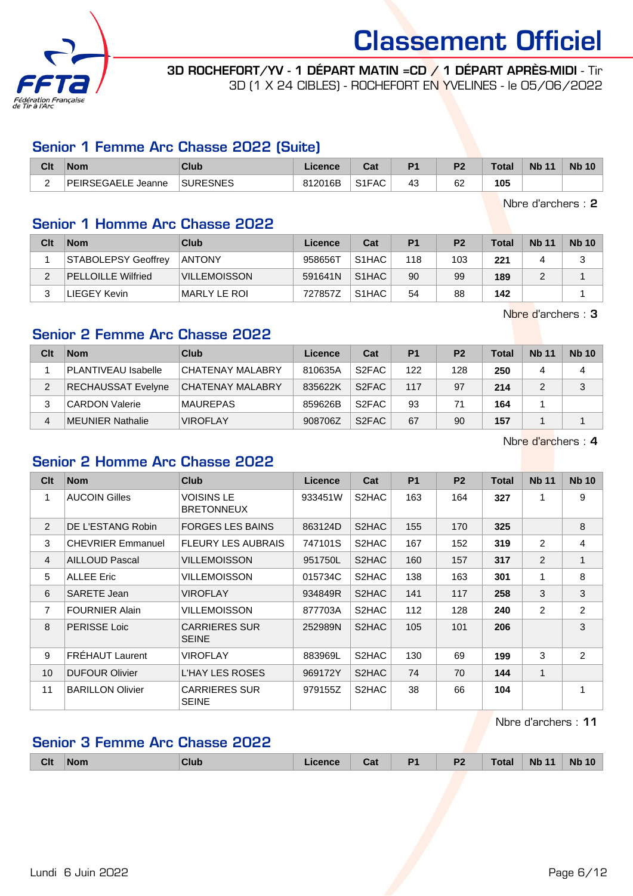# Classement Officiel

**3D ROCHEFORT/YV - 1 DÉPART MATIN =CD / 1 DÉPART APRÈS-MIDI** - Tir 3D (1 X 24 CIBLES) - ROCHEFORT EN YVELINES - le 05/06/2022

## Senior 1 Femme Arc Chasse 2022 (Suite)

| Clt | Nom | Club | Licence | Cat | P1 | P2 | Total | Nb 11 | Nb 10 |
|---|---|---|---|---|---|---|---|---|---|
| 2 | PEIRSEGAELE Jeanne | SURESNES | 812016B | S1FAC | 43 | 62 | **105** | | |

Nbre d'archers : **2**

## Senior 1 Homme Arc Chasse 2022

| Clt | Nom | Club | Licence | Cat | P1 | P2 | Total | Nb 11 | Nb 10 |
|---|---|---|---|---|---|---|---|---|---|
| 1 | STABOLEPSY Geoffrey | ANTONY | 958656T | S1HAC | 118 | 103 | **221** | 4 | 3 |
| 2 | PELLOILLE Wilfried | VILLEMOISSON | 591641N | S1HAC | 90 | 99 | **189** | 2 | 1 |
| 3 | LIEGEY Kevin | MARLY LE ROI | 727857Z | S1HAC | 54 | 88 | **142** | | 1 |

Nbre d'archers : **3**

## Senior 2 Femme Arc Chasse 2022

| Clt | Nom | Club | Licence | Cat | P1 | P2 | Total | Nb 11 | Nb 10 |
|---|---|---|---|---|---|---|---|---|---|
| 1 | PLANTIVEAU Isabelle | CHATENAY MALABRY | 810635A | S2FAC | 122 | 128 | **250** | 4 | 4 |
| 2 | RECHAUSSAT Evelyne | CHATENAY MALABRY | 835622K | S2FAC | 117 | 97 | **214** | 2 | 3 |
| 3 | CARDON Valerie | MAUREPAS | 859626B | S2FAC | 93 | 71 | **164** | 1 | |
| 4 | MEUNIER Nathalie | VIROFLAY | 908706Z | S2FAC | 67 | 90 | **157** | 1 | 1 |

Nbre d'archers : **4**

## Senior 2 Homme Arc Chasse 2022

| Clt | Nom | Club | Licence | Cat | P1 | P2 | Total | Nb 11 | Nb 10 |
|---|---|---|---|---|---|---|---|---|---|
| 1 | AUCOIN Gilles | VOISINS LE BRETONNEUX | 933451W | S2HAC | 163 | 164 | **327** | 1 | 9 |
| 2 | DE L'ESTANG Robin | FORGES LES BAINS | 863124D | S2HAC | 155 | 170 | **325** | | 8 |
| 3 | CHEVRIER Emmanuel | FLEURY LES AUBRAIS | 747101S | S2HAC | 167 | 152 | **319** | 2 | 4 |
| 4 | AILLOUD Pascal | VILLEMOISSON | 951750L | S2HAC | 160 | 157 | **317** | 2 | 1 |
| 5 | ALLEE Eric | VILLEMOISSON | 015734C | S2HAC | 138 | 163 | **301** | 1 | 8 |
| 6 | SARETE Jean | VIROFLAY | 934849R | S2HAC | 141 | 117 | **258** | 3 | 3 |
| 7 | FOURNIER Alain | VILLEMOISSON | 877703A | S2HAC | 112 | 128 | **240** | 2 | 2 |
| 8 | PERISSE Loic | CARRIERES SUR SEINE | 252989N | S2HAC | 105 | 101 | **206** | | 3 |
| 9 | FRÉHAUT Laurent | VIROFLAY | 883969L | S2HAC | 130 | 69 | **199** | 3 | 2 |
| 10 | DUFOUR Olivier | L'HAY LES ROSES | 969172Y | S2HAC | 74 | 70 | **144** | 1 | |
| 11 | BARILLON Olivier | CARRIERES SUR SEINE | 979155Z | S2HAC | 38 | 66 | **104** | | 1 |

Nbre d'archers : **11**

## Senior 3 Femme Arc Chasse 2022

| Clt | Nom | Club | Licence | Cat | P1 | P2 | Total | Nb 11 | Nb 10 |
|---|---|---|---|---|---|---|---|---|---|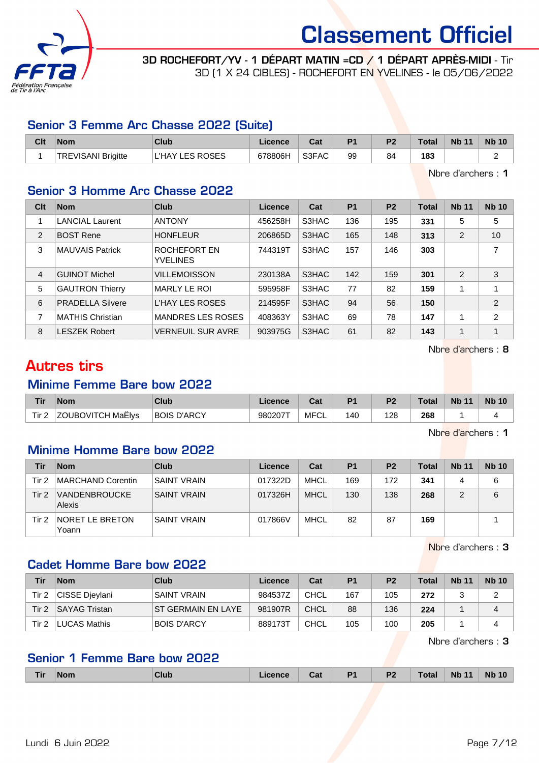# Classement Officiel

**3D ROCHEFORT/YV - 1 DÉPART MATIN =CD / 1 DÉPART APRÈS-MIDI** - Tir 3D (1 X 24 CIBLES) - ROCHEFORT EN YVELINES - le 05/06/2022

## Senior 3 Femme Arc Chasse 2022 (Suite)

| Clt | Nom | Club | Licence | Cat | P1 | P2 | Total | Nb 11 | Nb 10 |
|---|---|---|---|---|---|---|---|---|---|
| 1 | TREVISANI Brigitte | L'HAY LES ROSES | 678806H | S3FAC | 99 | 84 | **183** | | 2 |

Nbre d'archers : **1**

## Senior 3 Homme Arc Chasse 2022

| Clt | Nom | Club | Licence | Cat | P1 | P2 | Total | Nb 11 | Nb 10 |
|---|---|---|---|---|---|---|---|---|---|
| 1 | LANCIAL Laurent | ANTONY | 456258H | S3HAC | 136 | 195 | **331** | 5 | 5 |
| 2 | BOST Rene | HONFLEUR | 206865D | S3HAC | 165 | 148 | **313** | 2 | 10 |
| 3 | MAUVAIS Patrick | ROCHEFORT EN YVELINES | 744319T | S3HAC | 157 | 146 | **303** | | 7 |
| 4 | GUINOT Michel | VILLEMOISSON | 230138A | S3HAC | 142 | 159 | **301** | 2 | 3 |
| 5 | GAUTRON Thierry | MARLY LE ROI | 595958F | S3HAC | 77 | 82 | **159** | 1 | 1 |
| 6 | PRADELLA Silvere | L'HAY LES ROSES | 214595F | S3HAC | 94 | 56 | **150** | | 2 |
| 7 | MATHIS Christian | MANDRES LES ROSES | 408363Y | S3HAC | 69 | 78 | **147** | 1 | 2 |
| 8 | LESZEK Robert | VERNEUIL SUR AVRE | 903975G | S3HAC | 61 | 82 | **143** | 1 | 1 |

Nbre d'archers : **8**

# Autres tirs

## Minime Femme Bare bow 2022

| Tir | Nom | Club | Licence | Cat | P1 | P2 | Total | Nb 11 | Nb 10 |
|---|---|---|---|---|---|---|---|---|---|
| Tir 2 | ZOUBOVITCH MaËlys | BOIS D'ARCY | 980207T | MFCL | 140 | 128 | **268** | 1 | 4 |

Nbre d'archers : **1**

## Minime Homme Bare bow 2022

| Tir | Nom | Club | Licence | Cat | P1 | P2 | Total | Nb 11 | Nb 10 |
|---|---|---|---|---|---|---|---|---|---|
| Tir 2 | MARCHAND Corentin | SAINT VRAIN | 017322D | MHCL | 169 | 172 | **341** | 4 | 6 |
| Tir 2 | VANDENBROUCKE Alexis | SAINT VRAIN | 017326H | MHCL | 130 | 138 | **268** | 2 | 6 |
| Tir 2 | NORET LE BRETON Yoann | SAINT VRAIN | 017866V | MHCL | 82 | 87 | **169** | | 1 |

Nbre d'archers : **3**

## Cadet Homme Bare bow 2022

| Tir | Nom | Club | Licence | Cat | P1 | P2 | Total | Nb 11 | Nb 10 |
|---|---|---|---|---|---|---|---|---|---|
| Tir 2 | CISSE Djeylani | SAINT VRAIN | 984537Z | CHCL | 167 | 105 | **272** | 3 | 2 |
| Tir 2 | SAYAG Tristan | ST GERMAIN EN LAYE | 981907R | CHCL | 88 | 136 | **224** | 1 | 4 |
| Tir 2 | LUCAS Mathis | BOIS D'ARCY | 889173T | CHCL | 105 | 100 | **205** | 1 | 4 |

Nbre d'archers : **3**

## Senior 1 Femme Bare bow 2022

| Tir | Nom | Club | Licence | Cat | P1 | P2 | Total | Nb 11 | Nb 10 |
|---|---|---|---|---|---|---|---|---|---|

Lundi 6 Juin 2022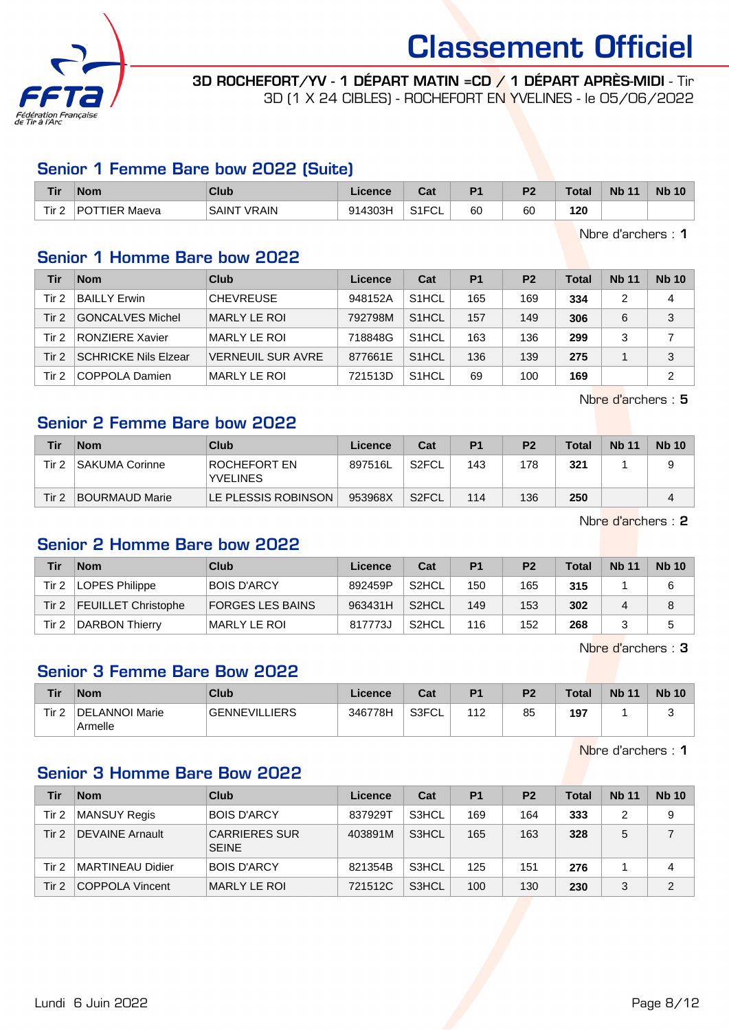# Classement Officiel

**3D ROCHEFORT/YV - 1 DÉPART MATIN =CD / 1 DÉPART APRÈS-MIDI** - Tir 3D (1 X 24 CIBLES) - ROCHEFORT EN YVELINES - le 05/06/2022

## Senior 1 Femme Bare bow 2022 (Suite)

| Tir | Nom | Club | Licence | Cat | P1 | P2 | Total | Nb 11 | Nb 10 |
|---|---|---|---|---|---|---|---|---|---|
| Tir 2 | POTTIER Maeva | SAINT VRAIN | 914303H | S1FCL | 60 | 60 | **120** | | |

Nbre d'archers : **1**

## Senior 1 Homme Bare bow 2022

| Tir | Nom | Club | Licence | Cat | P1 | P2 | Total | Nb 11 | Nb 10 |
|---|---|---|---|---|---|---|---|---|---|
| Tir 2 | BAILLY Erwin | CHEVREUSE | 948152A | S1HCL | 165 | 169 | **334** | 2 | 4 |
| Tir 2 | GONCALVES Michel | MARLY LE ROI | 792798M | S1HCL | 157 | 149 | **306** | 6 | 3 |
| Tir 2 | RONZIERE Xavier | MARLY LE ROI | 718848G | S1HCL | 163 | 136 | **299** | 3 | 7 |
| Tir 2 | SCHRICKE Nils Elzear | VERNEUIL SUR AVRE | 877661E | S1HCL | 136 | 139 | **275** | 1 | 3 |
| Tir 2 | COPPOLA Damien | MARLY LE ROI | 721513D | S1HCL | 69 | 100 | **169** | | 2 |

Nbre d'archers : **5**

## Senior 2 Femme Bare bow 2022

| Tir | Nom | Club | Licence | Cat | P1 | P2 | Total | Nb 11 | Nb 10 |
|---|---|---|---|---|---|---|---|---|---|
| Tir 2 | SAKUMA Corinne | ROCHEFORT EN YVELINES | 897516L | S2FCL | 143 | 178 | **321** | 1 | 9 |
| Tir 2 | BOURMAUD Marie | LE PLESSIS ROBINSON | 953968X | S2FCL | 114 | 136 | **250** | | 4 |

Nbre d'archers : **2**

## Senior 2 Homme Bare bow 2022

| Tir | Nom | Club | Licence | Cat | P1 | P2 | Total | Nb 11 | Nb 10 |
|---|---|---|---|---|---|---|---|---|---|
| Tir 2 | LOPES Philippe | BOIS D'ARCY | 892459P | S2HCL | 150 | 165 | **315** | 1 | 6 |
| Tir 2 | FEUILLET Christophe | FORGES LES BAINS | 963431H | S2HCL | 149 | 153 | **302** | 4 | 8 |
| Tir 2 | DARBON Thierry | MARLY LE ROI | 817773J | S2HCL | 116 | 152 | **268** | 3 | 5 |

Nbre d'archers : **3**

## Senior 3 Femme Bare Bow 2022

| Tir | Nom | Club | Licence | Cat | P1 | P2 | Total | Nb 11 | Nb 10 |
|---|---|---|---|---|---|---|---|---|---|
| Tir 2 | DELANNOI Marie Armelle | GENNEVILLIERS | 346778H | S3FCL | 112 | 85 | **197** | 1 | 3 |

Nbre d'archers : **1**

## Senior 3 Homme Bare Bow 2022

| Tir | Nom | Club | Licence | Cat | P1 | P2 | Total | Nb 11 | Nb 10 |
|---|---|---|---|---|---|---|---|---|---|
| Tir 2 | MANSUY Regis | BOIS D'ARCY | 837929T | S3HCL | 169 | 164 | **333** | 2 | 9 |
| Tir 2 | DEVAINE Arnault | CARRIERES SUR SEINE | 403891M | S3HCL | 165 | 163 | **328** | 5 | 7 |
| Tir 2 | MARTINEAU Didier | BOIS D'ARCY | 821354B | S3HCL | 125 | 151 | **276** | 1 | 4 |
| Tir 2 | COPPOLA Vincent | MARLY LE ROI | 721512C | S3HCL | 100 | 130 | **230** | 3 | 2 |

Lundi 6 Juin 2022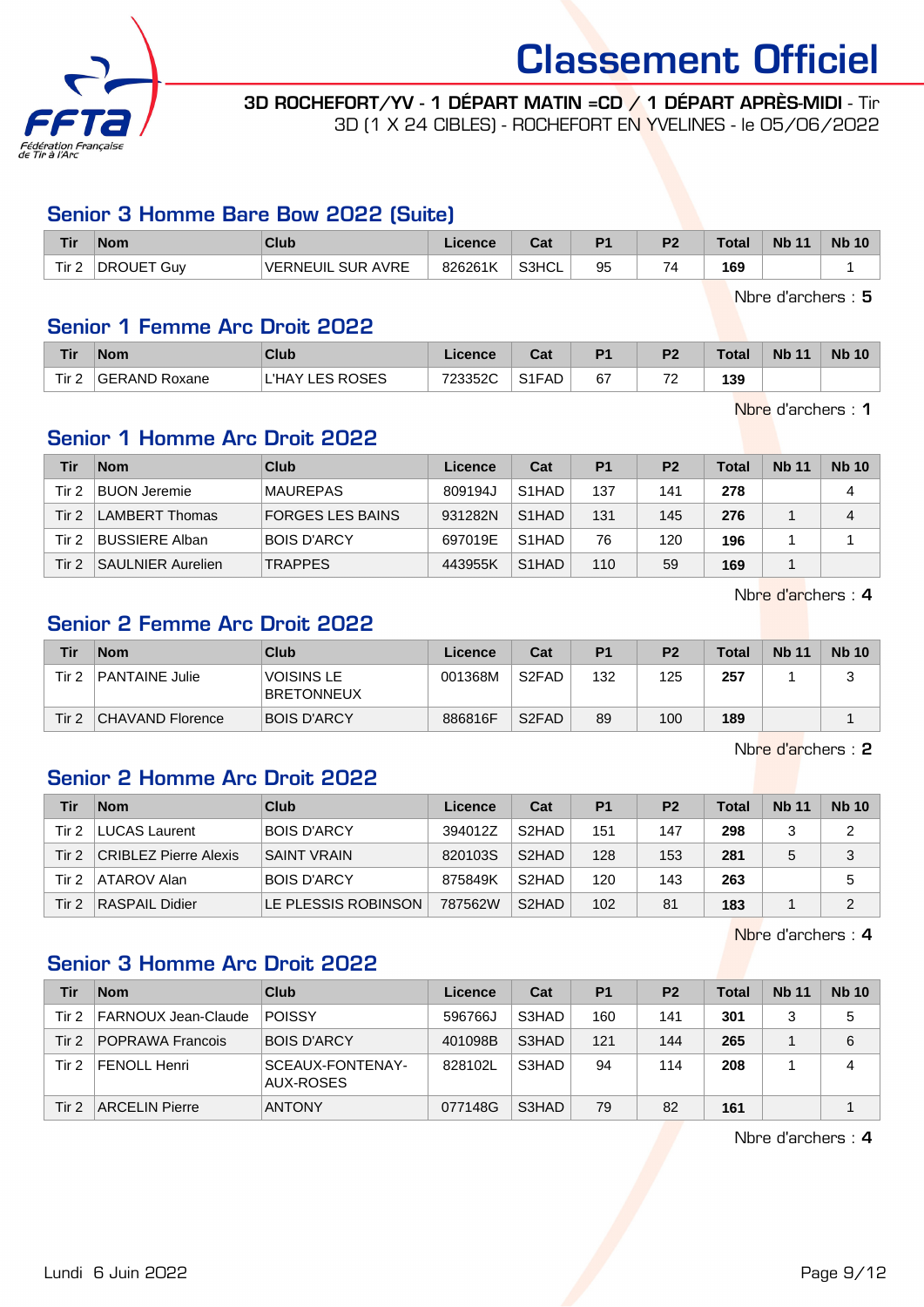# Classement Officiel

**3D ROCHEFORT/YV - 1 DÉPART MATIN =CD / 1 DÉPART APRÈS-MIDI** - Tir 3D (1 X 24 CIBLES) - ROCHEFORT EN YVELINES - le 05/06/2022

## Senior 3 Homme Bare Bow 2022 (Suite)

| Tir | Nom | Club | Licence | Cat | P1 | P2 | Total | Nb 11 | Nb 10 |
|---|---|---|---|---|---|---|---|---|---|
| Tir 2 | DROUET Guy | VERNEUIL SUR AVRE | 826261K | S3HCL | 95 | 74 | **169** | | 1 |

Nbre d'archers : **5**

## Senior 1 Femme Arc Droit 2022

| Tir | Nom | Club | Licence | Cat | P1 | P2 | Total | Nb 11 | Nb 10 |
|---|---|---|---|---|---|---|---|---|---|
| Tir 2 | GERAND Roxane | L'HAY LES ROSES | 723352C | S1FAD | 67 | 72 | **139** | | |

Nbre d'archers : **1**

## Senior 1 Homme Arc Droit 2022

| Tir | Nom | Club | Licence | Cat | P1 | P2 | Total | Nb 11 | Nb 10 |
|---|---|---|---|---|---|---|---|---|---|
| Tir 2 | BUON Jeremie | MAUREPAS | 809194J | S1HAD | 137 | 141 | **278** | | 4 |
| Tir 2 | LAMBERT Thomas | FORGES LES BAINS | 931282N | S1HAD | 131 | 145 | **276** | 1 | 4 |
| Tir 2 | BUSSIERE Alban | BOIS D'ARCY | 697019E | S1HAD | 76 | 120 | **196** | 1 | 1 |
| Tir 2 | SAULNIER Aurelien | TRAPPES | 443955K | S1HAD | 110 | 59 | **169** | 1 | |

Nbre d'archers : **4**

## Senior 2 Femme Arc Droit 2022

| Tir | Nom | Club | Licence | Cat | P1 | P2 | Total | Nb 11 | Nb 10 |
|---|---|---|---|---|---|---|---|---|---|
| Tir 2 | PANTAINE Julie | VOISINS LE BRETONNEUX | 001368M | S2FAD | 132 | 125 | **257** | 1 | 3 |
| Tir 2 | CHAVAND Florence | BOIS D'ARCY | 886816F | S2FAD | 89 | 100 | **189** | | 1 |

Nbre d'archers : **2**

## Senior 2 Homme Arc Droit 2022

| Tir | Nom | Club | Licence | Cat | P1 | P2 | Total | Nb 11 | Nb 10 |
|---|---|---|---|---|---|---|---|---|---|
| Tir 2 | LUCAS Laurent | BOIS D'ARCY | 394012Z | S2HAD | 151 | 147 | **298** | 3 | 2 |
| Tir 2 | CRIBLEZ Pierre Alexis | SAINT VRAIN | 820103S | S2HAD | 128 | 153 | **281** | 5 | 3 |
| Tir 2 | ATAROV Alan | BOIS D'ARCY | 875849K | S2HAD | 120 | 143 | **263** | | 5 |
| Tir 2 | RASPAIL Didier | LE PLESSIS ROBINSON | 787562W | S2HAD | 102 | 81 | **183** | 1 | 2 |

Nbre d'archers : **4**

## Senior 3 Homme Arc Droit 2022

| Tir | Nom | Club | Licence | Cat | P1 | P2 | Total | Nb 11 | Nb 10 |
|---|---|---|---|---|---|---|---|---|---|
| Tir 2 | FARNOUX Jean-Claude | POISSY | 596766J | S3HAD | 160 | 141 | **301** | 3 | 5 |
| Tir 2 | POPRAWA Francois | BOIS D'ARCY | 401098B | S3HAD | 121 | 144 | **265** | 1 | 6 |
| Tir 2 | FENOLL Henri | SCEAUX-FONTENAY-AUX-ROSES | 828102L | S3HAD | 94 | 114 | **208** | 1 | 4 |
| Tir 2 | ARCELIN Pierre | ANTONY | 077148G | S3HAD | 79 | 82 | **161** | | 1 |

Nbre d'archers : **4**

Lundi 6 Juin 2022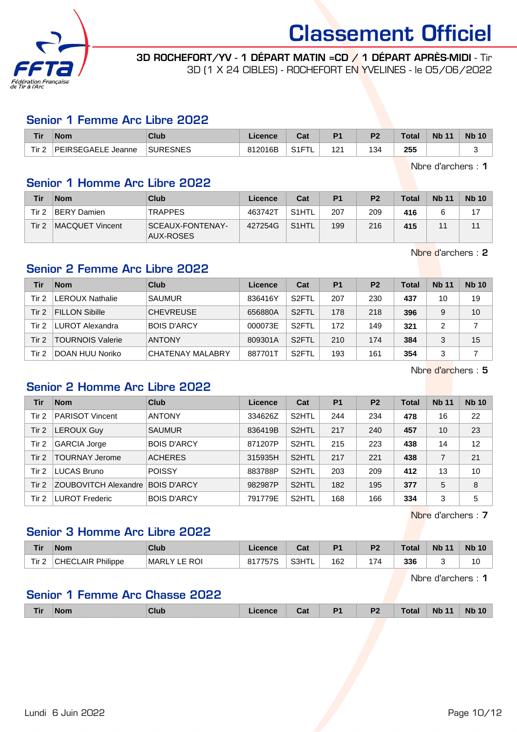# Classement Officiel

**3D ROCHEFORT/YV - 1 DÉPART MATIN =CD / 1 DÉPART APRÈS-MIDI** - Tir 3D (1 X 24 CIBLES) - ROCHEFORT EN YVELINES - le 05/06/2022

## Senior 1 Femme Arc Libre 2022

| Tir | Nom | Club | Licence | Cat | P1 | P2 | Total | Nb 11 | Nb 10 |
|---|---|---|---|---|---|---|---|---|---|
| Tir 2 | PEIRSEGAELE Jeanne | SURESNES | 812016B | S1FTL | 121 | 134 | **255** | | 3 |

Nbre d'archers : **1**

## Senior 1 Homme Arc Libre 2022

| Tir | Nom | Club | Licence | Cat | P1 | P2 | Total | Nb 11 | Nb 10 |
|---|---|---|---|---|---|---|---|---|---|
| Tir 2 | BERY Damien | TRAPPES | 463742T | S1HTL | 207 | 209 | **416** | 6 | 17 |
| Tir 2 | MACQUET Vincent | SCEAUX-FONTENAY-AUX-ROSES | 427254G | S1HTL | 199 | 216 | **415** | 11 | 11 |

Nbre d'archers : **2**

## Senior 2 Femme Arc Libre 2022

| Tir | Nom | Club | Licence | Cat | P1 | P2 | Total | Nb 11 | Nb 10 |
|---|---|---|---|---|---|---|---|---|---|
| Tir 2 | LEROUX Nathalie | SAUMUR | 836416Y | S2FTL | 207 | 230 | **437** | 10 | 19 |
| Tir 2 | FILLON Sibille | CHEVREUSE | 656880A | S2FTL | 178 | 218 | **396** | 9 | 10 |
| Tir 2 | LUROT Alexandra | BOIS D'ARCY | 000073E | S2FTL | 172 | 149 | **321** | 2 | 7 |
| Tir 2 | TOURNOIS Valerie | ANTONY | 809301A | S2FTL | 210 | 174 | **384** | 3 | 15 |
| Tir 2 | DOAN HUU Noriko | CHATENAY MALABRY | 887701T | S2FTL | 193 | 161 | **354** | 3 | 7 |

Nbre d'archers : **5**

## Senior 2 Homme Arc Libre 2022

| Tir | Nom | Club | Licence | Cat | P1 | P2 | Total | Nb 11 | Nb 10 |
|---|---|---|---|---|---|---|---|---|---|
| Tir 2 | PARISOT Vincent | ANTONY | 334626Z | S2HTL | 244 | 234 | **478** | 16 | 22 |
| Tir 2 | LEROUX Guy | SAUMUR | 836419B | S2HTL | 217 | 240 | **457** | 10 | 23 |
| Tir 2 | GARCIA Jorge | BOIS D'ARCY | 871207P | S2HTL | 215 | 223 | **438** | 14 | 12 |
| Tir 2 | TOURNAY Jerome | ACHERES | 315935H | S2HTL | 217 | 221 | **438** | 7 | 21 |
| Tir 2 | LUCAS Bruno | POISSY | 883788P | S2HTL | 203 | 209 | **412** | 13 | 10 |
| Tir 2 | ZOUBOVITCH Alexandre | BOIS D'ARCY | 982987P | S2HTL | 182 | 195 | **377** | 5 | 8 |
| Tir 2 | LUROT Frederic | BOIS D'ARCY | 791779E | S2HTL | 168 | 166 | **334** | 3 | 5 |

Nbre d'archers : **7**

## Senior 3 Homme Arc Libre 2022

| Tir | Nom | Club | Licence | Cat | P1 | P2 | Total | Nb 11 | Nb 10 |
|---|---|---|---|---|---|---|---|---|---|
| Tir 2 | CHECLAIR Philippe | MARLY LE ROI | 817757S | S3HTL | 162 | 174 | **336** | 3 | 10 |

Nbre d'archers : **1**

## Senior 1 Femme Arc Chasse 2022

| Tir | Nom | Club | Licence | Cat | P1 | P2 | Total | Nb 11 | Nb 10 |
|---|---|---|---|---|---|---|---|---|---|

Lundi 6 Juin 2022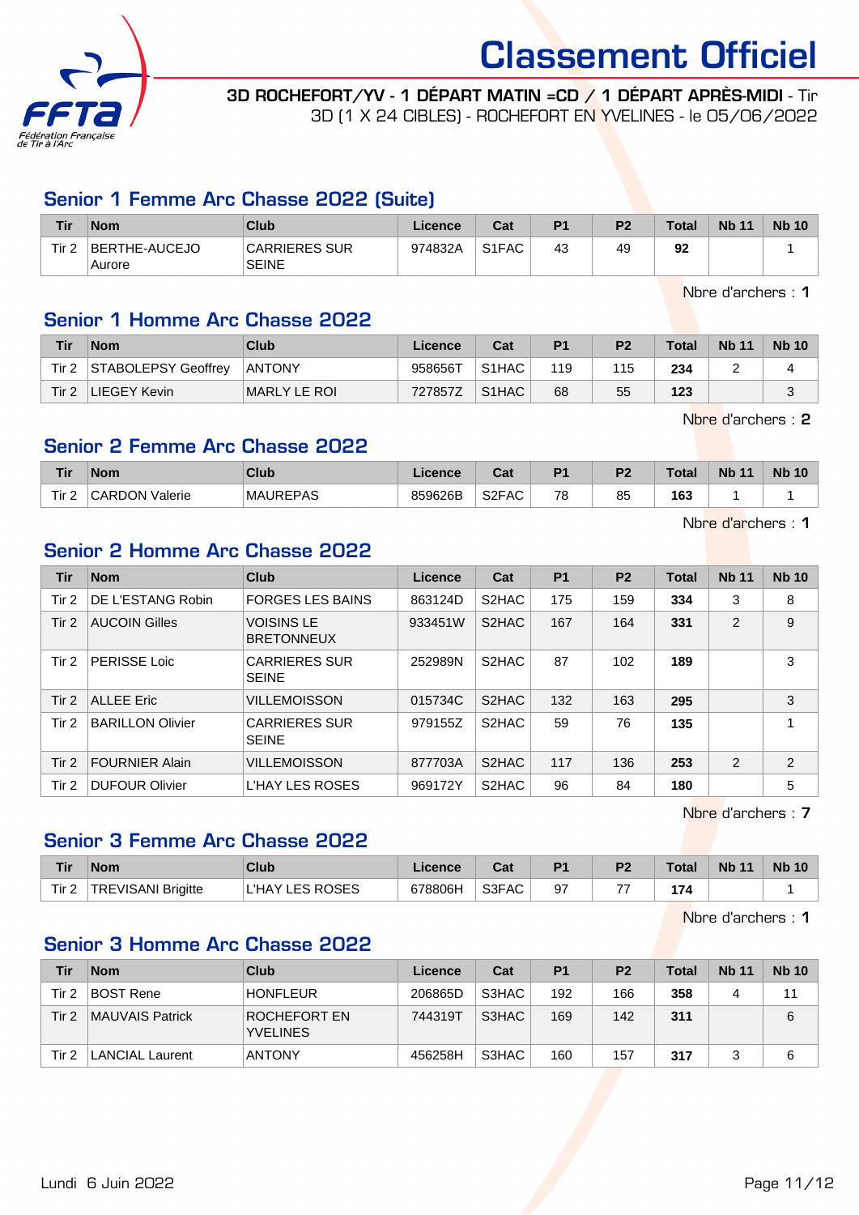# Classement Officiel

**3D ROCHEFORT/YV - 1 DÉPART MATIN =CD / 1 DÉPART APRÈS-MIDI** - Tir 3D (1 X 24 CIBLES) - ROCHEFORT EN YVELINES - le 05/06/2022

## Senior 1 Femme Arc Chasse 2022 (Suite)

| Tir | Nom | Club | Licence | Cat | P1 | P2 | Total | Nb 11 | Nb 10 |
|---|---|---|---|---|---|---|---|---|---|
| Tir 2 | BERTHE-AUCEJO Aurore | CARRIERES SUR SEINE | 974832A | S1FAC | 43 | 49 | **92** | | 1 |

Nbre d'archers : **1**

## Senior 1 Homme Arc Chasse 2022

| Tir | Nom | Club | Licence | Cat | P1 | P2 | Total | Nb 11 | Nb 10 |
|---|---|---|---|---|---|---|---|---|---|
| Tir 2 | STABOLEPSY Geoffrey | ANTONY | 958656T | S1HAC | 119 | 115 | **234** | 2 | 4 |
| Tir 2 | LIEGEY Kevin | MARLY LE ROI | 727857Z | S1HAC | 68 | 55 | **123** | | 3 |

Nbre d'archers : **2**

## Senior 2 Femme Arc Chasse 2022

| Tir | Nom | Club | Licence | Cat | P1 | P2 | Total | Nb 11 | Nb 10 |
|---|---|---|---|---|---|---|---|---|---|
| Tir 2 | CARDON Valerie | MAUREPAS | 859626B | S2FAC | 78 | 85 | **163** | 1 | 1 |

Nbre d'archers : **1**

## Senior 2 Homme Arc Chasse 2022

| Tir | Nom | Club | Licence | Cat | P1 | P2 | Total | Nb 11 | Nb 10 |
|---|---|---|---|---|---|---|---|---|---|
| Tir 2 | DE L'ESTANG Robin | FORGES LES BAINS | 863124D | S2HAC | 175 | 159 | **334** | 3 | 8 |
| Tir 2 | AUCOIN Gilles | VOISINS LE BRETONNEUX | 933451W | S2HAC | 167 | 164 | **331** | 2 | 9 |
| Tir 2 | PERISSE Loic | CARRIERES SUR SEINE | 252989N | S2HAC | 87 | 102 | **189** | | 3 |
| Tir 2 | ALLEE Eric | VILLEMOISSON | 015734C | S2HAC | 132 | 163 | **295** | | 3 |
| Tir 2 | BARILLON Olivier | CARRIERES SUR SEINE | 979155Z | S2HAC | 59 | 76 | **135** | | 1 |
| Tir 2 | FOURNIER Alain | VILLEMOISSON | 877703A | S2HAC | 117 | 136 | **253** | 2 | 2 |
| Tir 2 | DUFOUR Olivier | L'HAY LES ROSES | 969172Y | S2HAC | 96 | 84 | **180** | | 5 |

Nbre d'archers : **7**

## Senior 3 Femme Arc Chasse 2022

| Tir | Nom | Club | Licence | Cat | P1 | P2 | Total | Nb 11 | Nb 10 |
|---|---|---|---|---|---|---|---|---|---|
| Tir 2 | TREVISANI Brigitte | L'HAY LES ROSES | 678806H | S3FAC | 97 | 77 | **174** | | 1 |

Nbre d'archers : **1**

## Senior 3 Homme Arc Chasse 2022

| Tir | Nom | Club | Licence | Cat | P1 | P2 | Total | Nb 11 | Nb 10 |
|---|---|---|---|---|---|---|---|---|---|
| Tir 2 | BOST Rene | HONFLEUR | 206865D | S3HAC | 192 | 166 | **358** | 4 | 11 |
| Tir 2 | MAUVAIS Patrick | ROCHEFORT EN YVELINES | 744319T | S3HAC | 169 | 142 | **311** | | 6 |
| Tir 2 | LANCIAL Laurent | ANTONY | 456258H | S3HAC | 160 | 157 | **317** | 3 | 6 |

Lundi 6 Juin 2022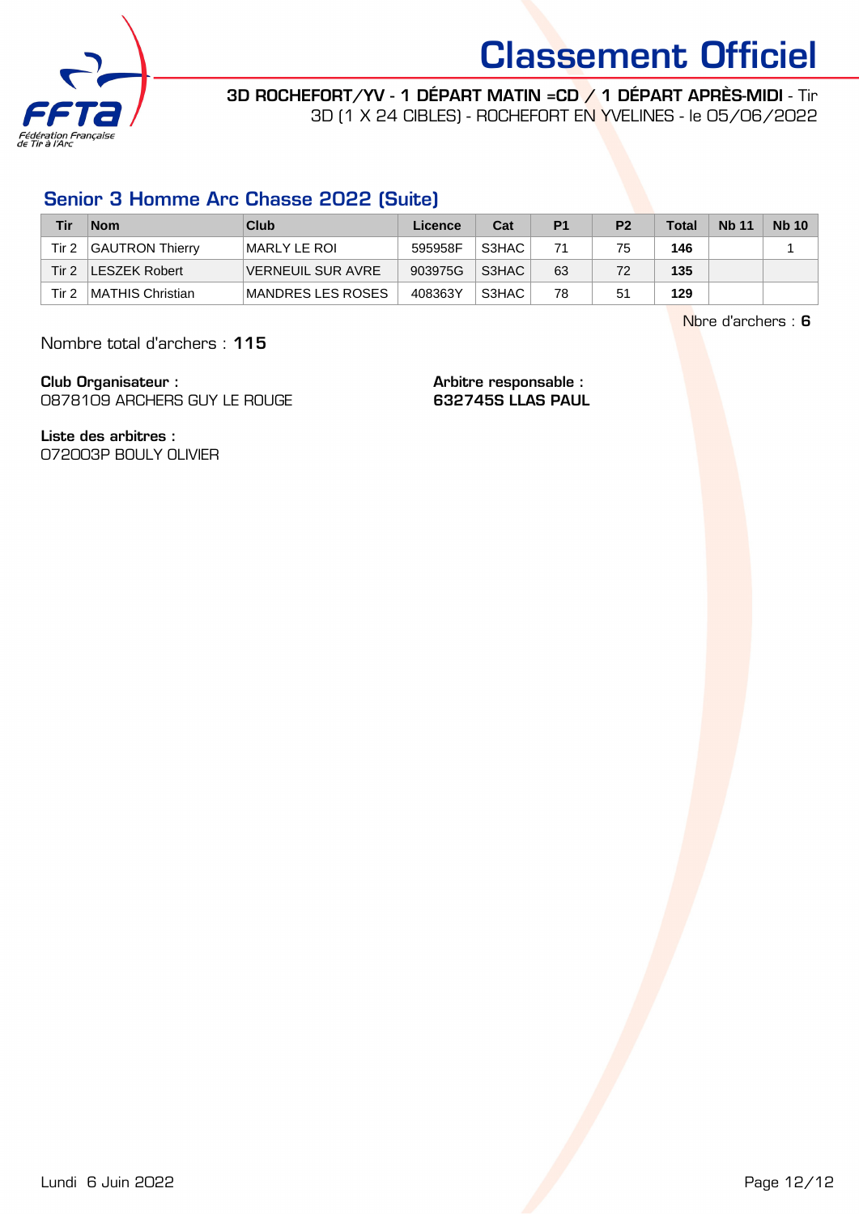# Classement Officiel

**3D ROCHEFORT/YV - 1 DÉPART MATIN =CD / 1 DÉPART APRÈS-MIDI** - Tir 3D (1 X 24 CIBLES) - ROCHEFORT EN YVELINES - le 05/06/2022

## Senior 3 Homme Arc Chasse 2022 (Suite)

| Tir | Nom | Club | Licence | Cat | P1 | P2 | Total | Nb 11 | Nb 10 |
|---|---|---|---|---|---|---|---|---|---|
| Tir 2 | GAUTRON Thierry | MARLY LE ROI | 595958F | S3HAC | 71 | 75 | **146** | | 1 |
| Tir 2 | LESZEK Robert | VERNEUIL SUR AVRE | 903975G | S3HAC | 63 | 72 | **135** | | |
| Tir 2 | MATHIS Christian | MANDRES LES ROSES | 408363Y | S3HAC | 78 | 51 | **129** | | |

Nbre d'archers : **6**

Nombre total d'archers : **115**

**Club Organisateur :**
0878109 ARCHERS GUY LE ROUGE

**Arbitre responsable :**
**632745S LLAS PAUL**

**Liste des arbitres :**
072003P BOULY OLIVIER

Lundi 6 Juin 2022